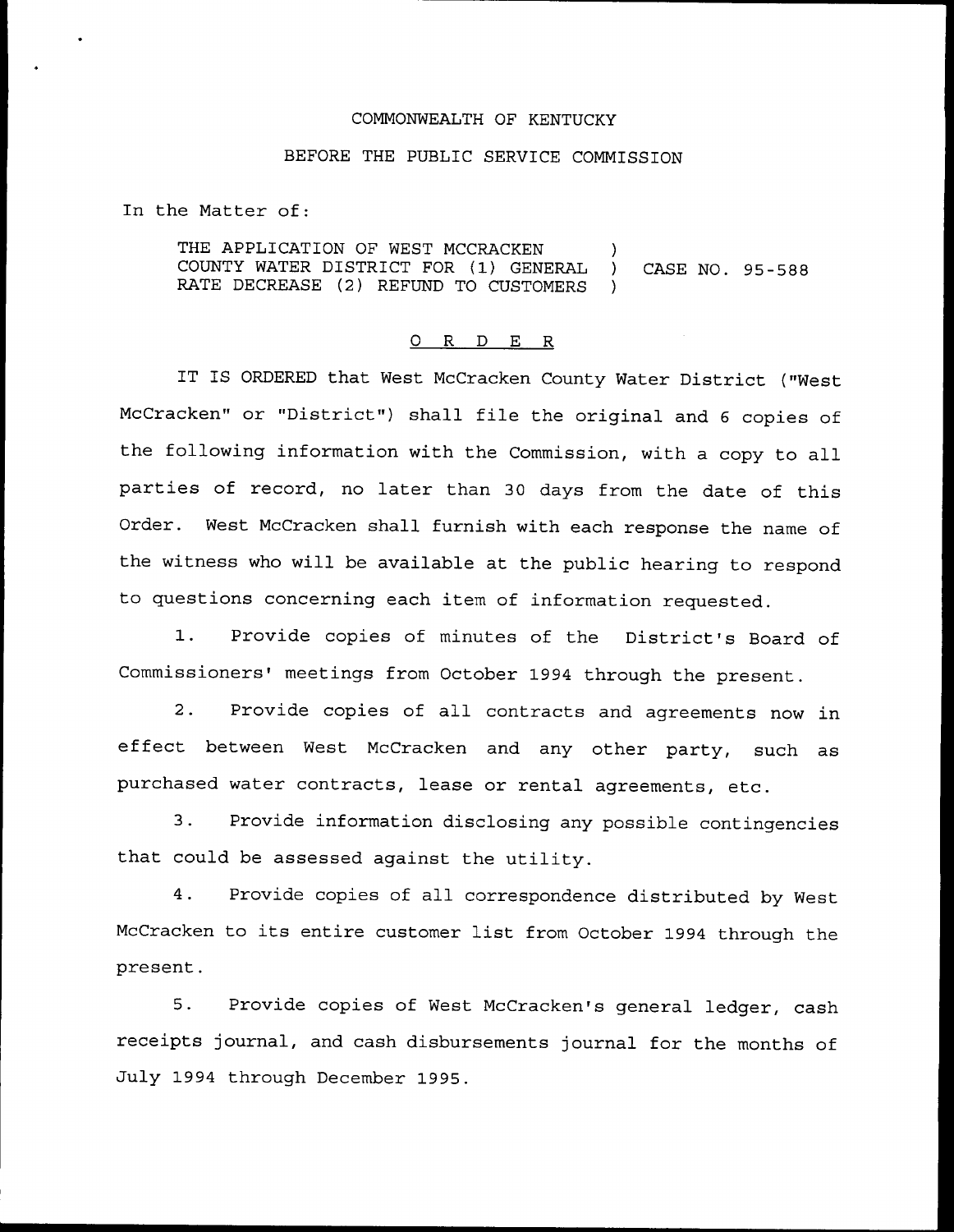COMMONWEALTH OF KENTUCKY

BEFORE THE PUBLIC SERVICE COMMISSION

In the Matter of:

THE APPLICATION OF WEST MCCRACKEN COUNTY WATER DISTRICT FOR (1) GENERAL RATE DECREASE (2) REFUND TO CUSTOMERS ) CASE NO. 95-588

O R D E R

IT IS ORDERED that West McCracken County Water District ("West McCracken" or "District") shall file the original and 6 copies of the following information with the Commission, with a copy to all parties of record, no later than 30 days from the date of this Order. West McCracken shall furnish with each response the name of the witness who will be available at the public hearing to respond to questions concerning each item of information requested.

1. Provide copies of minutes of the District's Board of Commissioners' meetings from October 1994 through the present.

2. Provide copies of all contracts and agreements now in effect between West McCracken and any other party, such as purchased water contracts, lease or rental agreements, etc.

3. Provide information disclosing any possible contingencies that could be assessed against the utility.

4. Provide copies of all correspondence distributed by West McCracken to its entire customer list from October 1994 through the present.

5. Provide copies of West McCracken's general ledger, cash receipts journal, and cash disbursements journal for the months of July 1994 through December 1995.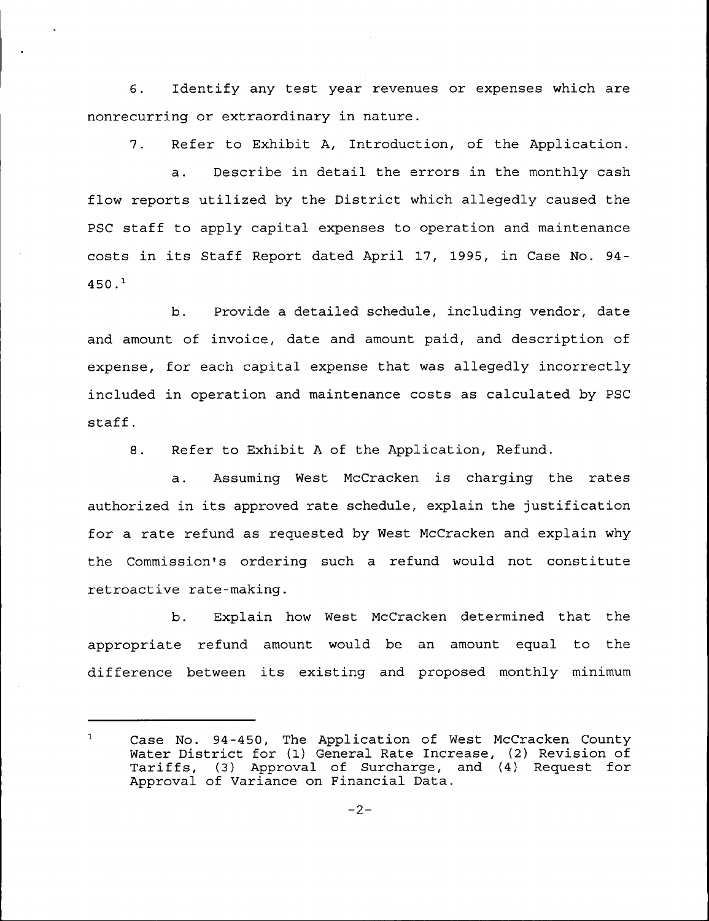6. Identify any test year revenues or expenses which are nonrecurring or extraordinary in nature.

7. Refer to Exhibit A, Introduction, of the Application.

a. Describe in detail the errors in the monthly cash flow reports utilized by the District which allegedly caused the PSC staff to apply capital expenses to operation and maintenance costs in its Staff Report dated April 17, 1995, in Case No. 94-450.[1]

b. Provide a detailed schedule, including vendor, date and amount of invoice, date and amount paid, and description of expense, for each capital expense that was allegedly incorrectly included in operation and maintenance costs as calculated by PSC staff.

8. Refer to Exhibit A of the Application, Refund.

a. Assuming West McCracken is charging the rates authorized in its approved rate schedule, explain the justification for a rate refund as requested by West McCracken and explain why the Commission's ordering such a refund would not constitute retroactive rate-making.

b. Explain how West McCracken determined that the appropriate refund amount would be an amount equal to the difference between its existing and proposed monthly minimum

---

[1] Case No. 94-450, The Application of West McCracken County Water District for (1) General Rate Increase, (2) Revision of Tariffs, (3) Approval of Surcharge, and (4) Request for Approval of Variance on Financial Data.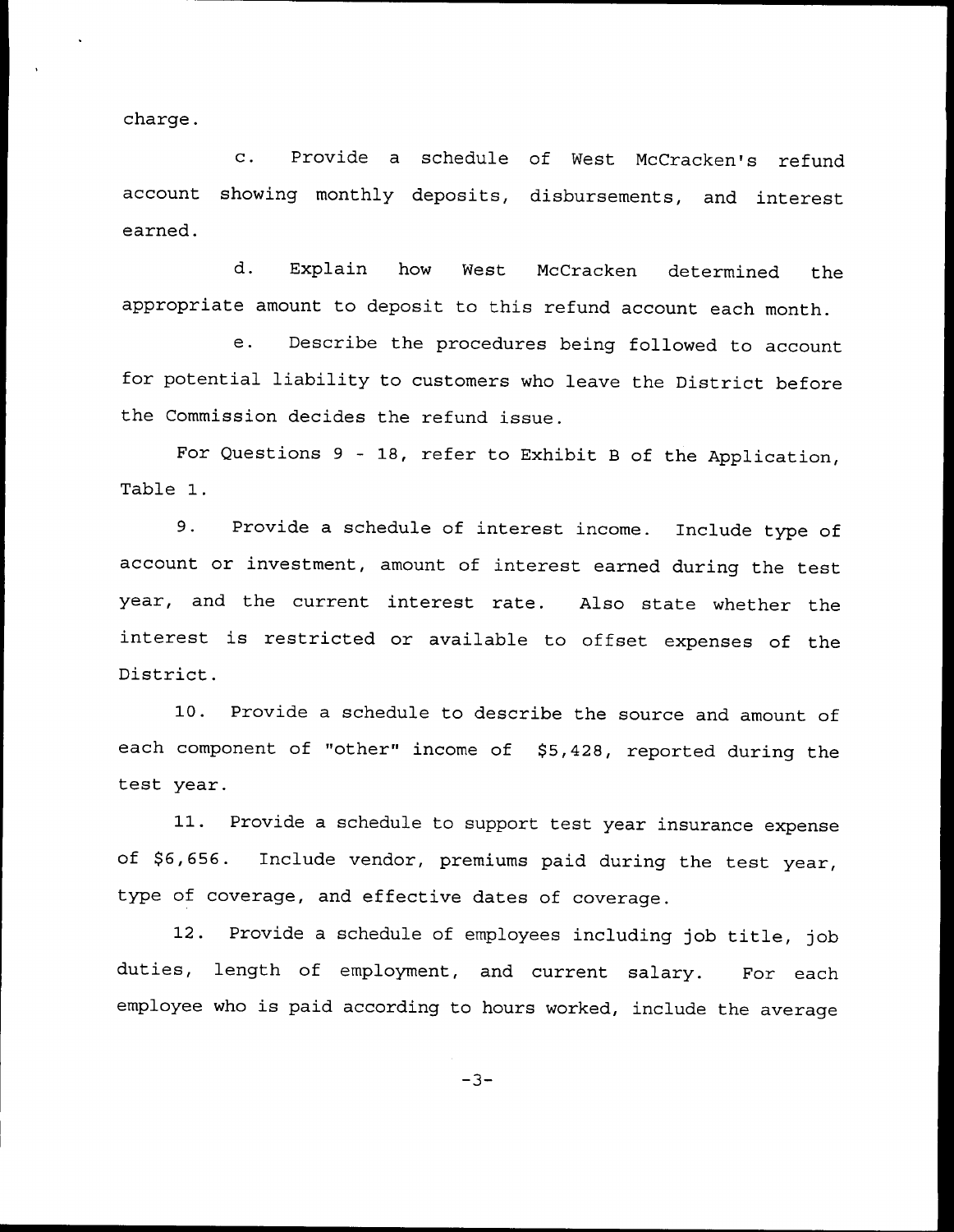charge.

c. Provide a schedule of West McCracken's refund account showing monthly deposits, disbursements, and interest earned.

d. Explain how West McCracken determined the appropriate amount to deposit to this refund account each month.

e. Describe the procedures being followed to account for potential liability to customers who leave the District before the Commission decides the refund issue.

For Questions 9 - 18, refer to Exhibit B of the Application, Table 1.

9. Provide a schedule of interest income. Include type of account or investment, amount of interest earned during the test year, and the current interest rate. Also state whether the interest is restricted or available to offset expenses of the District.

10. Provide a schedule to describe the source and amount of each component of "other" income of $5,428, reported during the test year.

11. Provide a schedule to support test year insurance expense of $6,656. Include vendor, premiums paid during the test year, type of coverage, and effective dates of coverage.

12. Provide a schedule of employees including job title, job duties, length of employment, and current salary. For each employee who is paid according to hours worked, include the average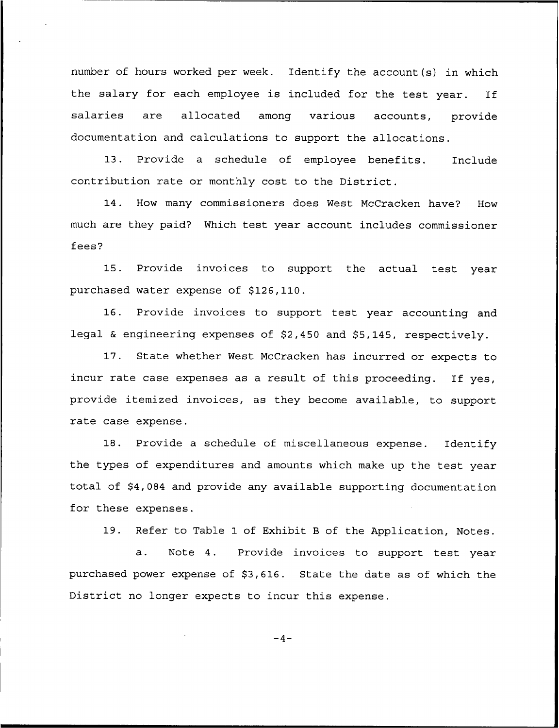number of hours worked per week. Identify the account(s) in which the salary for each employee is included for the test year. If salaries are allocated among various accounts, provide documentation and calculations to support the allocations.

13. Provide a schedule of employee benefits. Include contribution rate or monthly cost to the District.

14. How many commissioners does West McCracken have? How much are they paid? Which test year account includes commissioner fees?

15. Provide invoices to support the actual test year purchased water expense of $126,110.

16. Provide invoices to support test year accounting and legal & engineering expenses of $2,450 and $5,145, respectively.

17. State whether West McCracken has incurred or expects to incur rate case expenses as a result of this proceeding. If yes, provide itemized invoices, as they become available, to support rate case expense.

18. Provide a schedule of miscellaneous expense. Identify the types of expenditures and amounts which make up the test year total of $4,084 and provide any available supporting documentation for these expenses.

19. Refer to Table 1 of Exhibit B of the Application, Notes.

a. Note 4. Provide invoices to support test year purchased power expense of $3,616. State the date as of which the District no longer expects to incur this expense.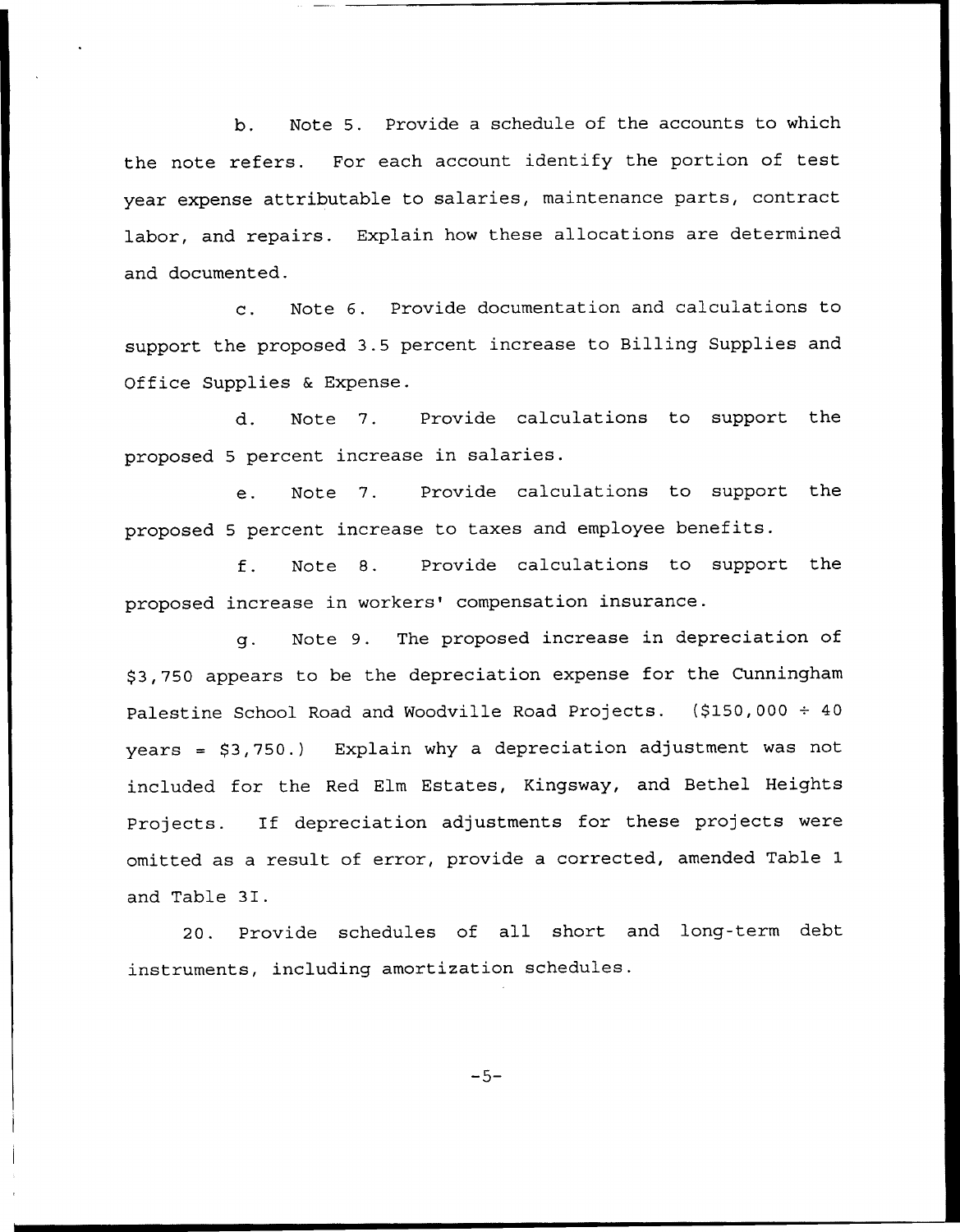b. Note 5. Provide a schedule of the accounts to which the note refers. For each account identify the portion of test year expense attributable to salaries, maintenance parts, contract labor, and repairs. Explain how these allocations are determined and documented.

c. Note 6. Provide documentation and calculations to support the proposed 3.5 percent increase to Billing Supplies and Office Supplies & Expense.

d. Note 7. Provide calculations to support the proposed 5 percent increase in salaries.

e. Note 7. Provide calculations to support the proposed 5 percent increase to taxes and employee benefits.

f. Note 8. Provide calculations to support the proposed increase in workers' compensation insurance.

g. Note 9. The proposed increase in depreciation of $3,750 appears to be the depreciation expense for the Cunningham Palestine School Road and Woodville Road Projects. ($150,000 ÷ 40 years = $3,750.) Explain why a depreciation adjustment was not included for the Red Elm Estates, Kingsway, and Bethel Heights Projects. If depreciation adjustments for these projects were omitted as a result of error, provide a corrected, amended Table 1 and Table 3I.

20. Provide schedules of all short and long-term debt instruments, including amortization schedules.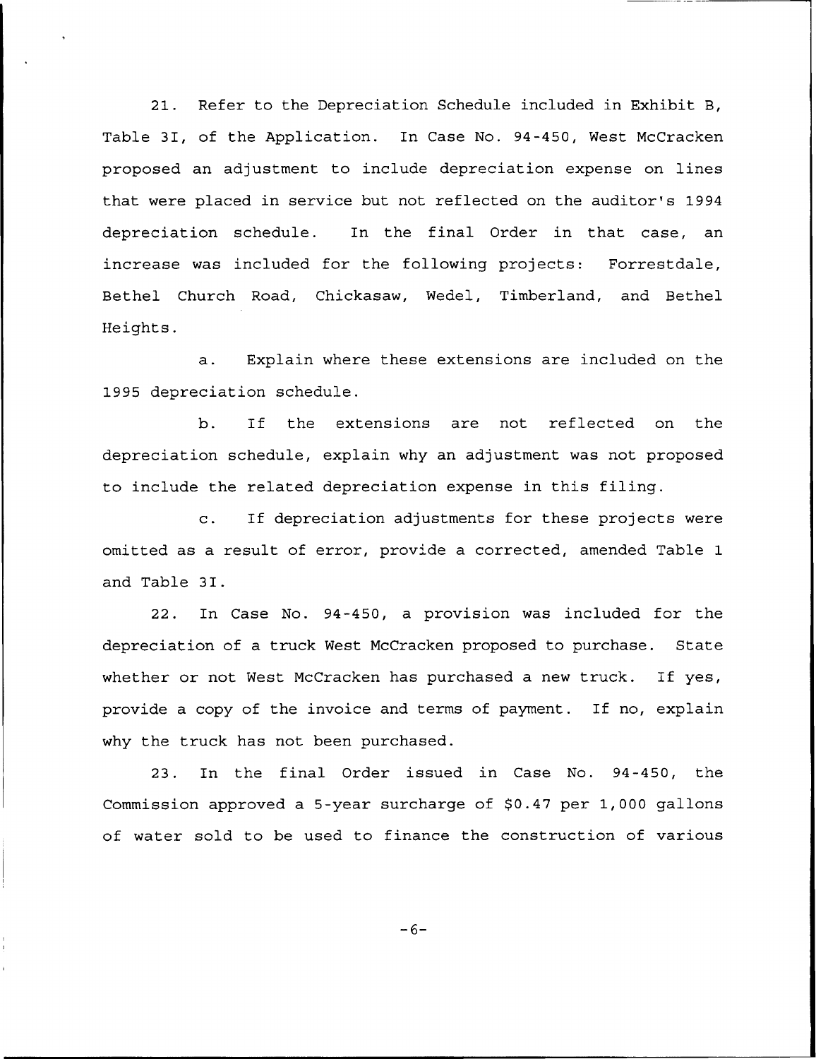21. Refer to the Depreciation Schedule included in Exhibit B, Table 3I, of the Application. In Case No. 94-450, West McCracken proposed an adjustment to include depreciation expense on lines that were placed in service but not reflected on the auditor's 1994 depreciation schedule. In the final Order in that case, an increase was included for the following projects: Forrestdale, Bethel Church Road, Chickasaw, Wedel, Timberland, and Bethel Heights.

a. Explain where these extensions are included on the 1995 depreciation schedule.

b. If the extensions are not reflected on the depreciation schedule, explain why an adjustment was not proposed to include the related depreciation expense in this filing.

c. If depreciation adjustments for these projects were omitted as a result of error, provide a corrected, amended Table 1 and Table 3I.

22. In Case No. 94-450, a provision was included for the depreciation of a truck West McCracken proposed to purchase. State whether or not West McCracken has purchased a new truck. If yes, provide a copy of the invoice and terms of payment. If no, explain why the truck has not been purchased.

23. In the final Order issued in Case No. 94-450, the Commission approved a 5-year surcharge of $0.47 per 1,000 gallons of water sold to be used to finance the construction of various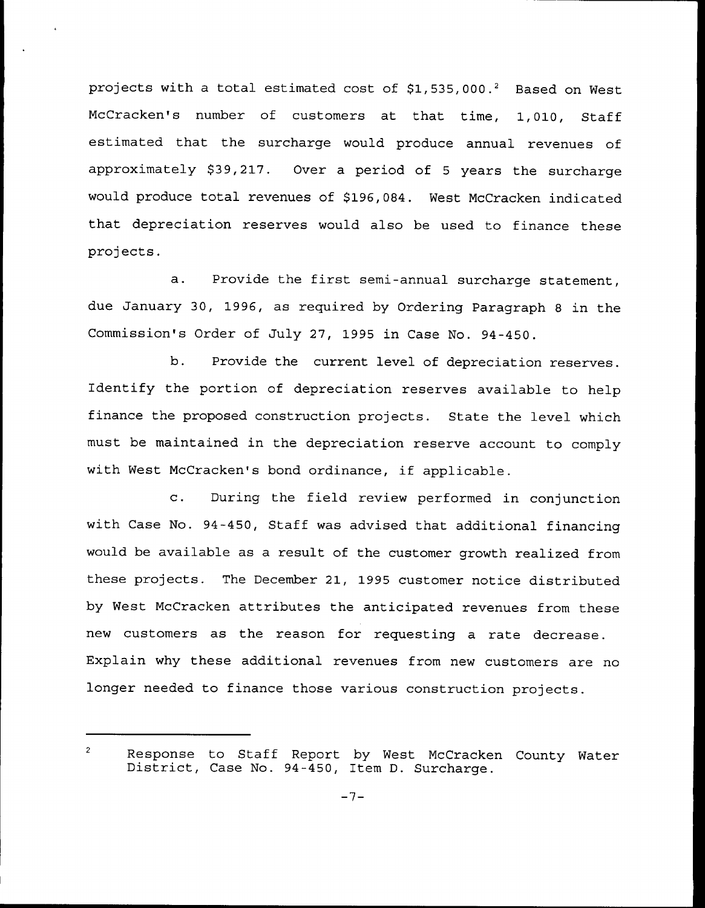projects with a total estimated cost of $1,535,000.[2] Based on West McCracken's number of customers at that time, 1,010, Staff estimated that the surcharge would produce annual revenues of approximately $39,217. Over a period of 5 years the surcharge would produce total revenues of $196,084. West McCracken indicated that depreciation reserves would also be used to finance these projects.

a. Provide the first semi-annual surcharge statement, due January 30, 1996, as required by Ordering Paragraph 8 in the Commission's Order of July 27, 1995 in Case No. 94-450.

b. Provide the current level of depreciation reserves. Identify the portion of depreciation reserves available to help finance the proposed construction projects. State the level which must be maintained in the depreciation reserve account to comply with West McCracken's bond ordinance, if applicable.

c. During the field review performed in conjunction with Case No. 94-450, Staff was advised that additional financing would be available as a result of the customer growth realized from these projects. The December 21, 1995 customer notice distributed by West McCracken attributes the anticipated revenues from these new customers as the reason for requesting a rate decrease. Explain why these additional revenues from new customers are no longer needed to finance those various construction projects.

---

[2] Response to Staff Report by West McCracken County Water District, Case No. 94-450, Item D. Surcharge.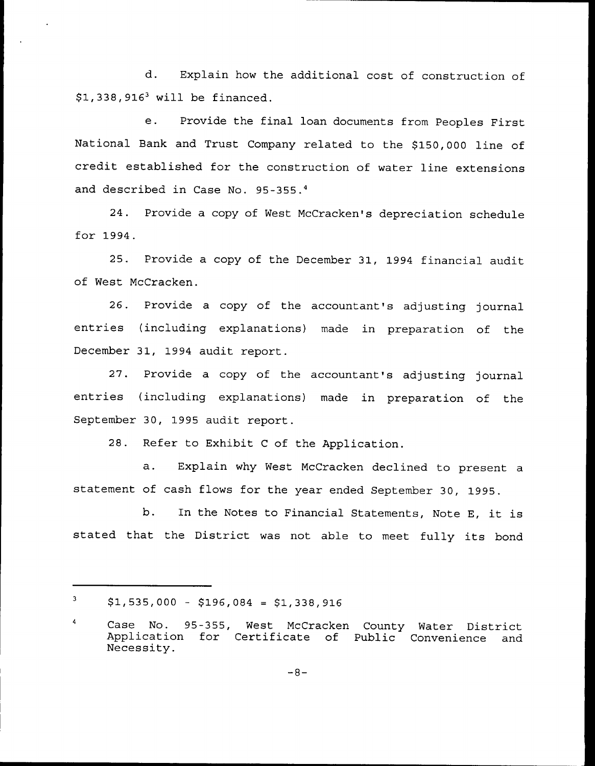d. Explain how the additional cost of construction of \$1,338,916[3] will be financed.

e. Provide the final loan documents from Peoples First National Bank and Trust Company related to the \$150,000 line of credit established for the construction of water line extensions and described in Case No. 95-355.[4]

24. Provide a copy of West McCracken's depreciation schedule for 1994.

25. Provide a copy of the December 31, 1994 financial audit of West McCracken.

26. Provide a copy of the accountant's adjusting journal entries (including explanations) made in preparation of the December 31, 1994 audit report.

27. Provide a copy of the accountant's adjusting journal entries (including explanations) made in preparation of the September 30, 1995 audit report.

28. Refer to Exhibit C of the Application.

a. Explain why West McCracken declined to present a statement of cash flows for the year ended September 30, 1995.

b. In the Notes to Financial Statements, Note E, it is stated that the District was not able to meet fully its bond

---

[3] \$1,535,000 - \$196,084 = \$1,338,916

[4] Case No. 95-355, West McCracken County Water District Application for Certificate of Public Convenience and Necessity.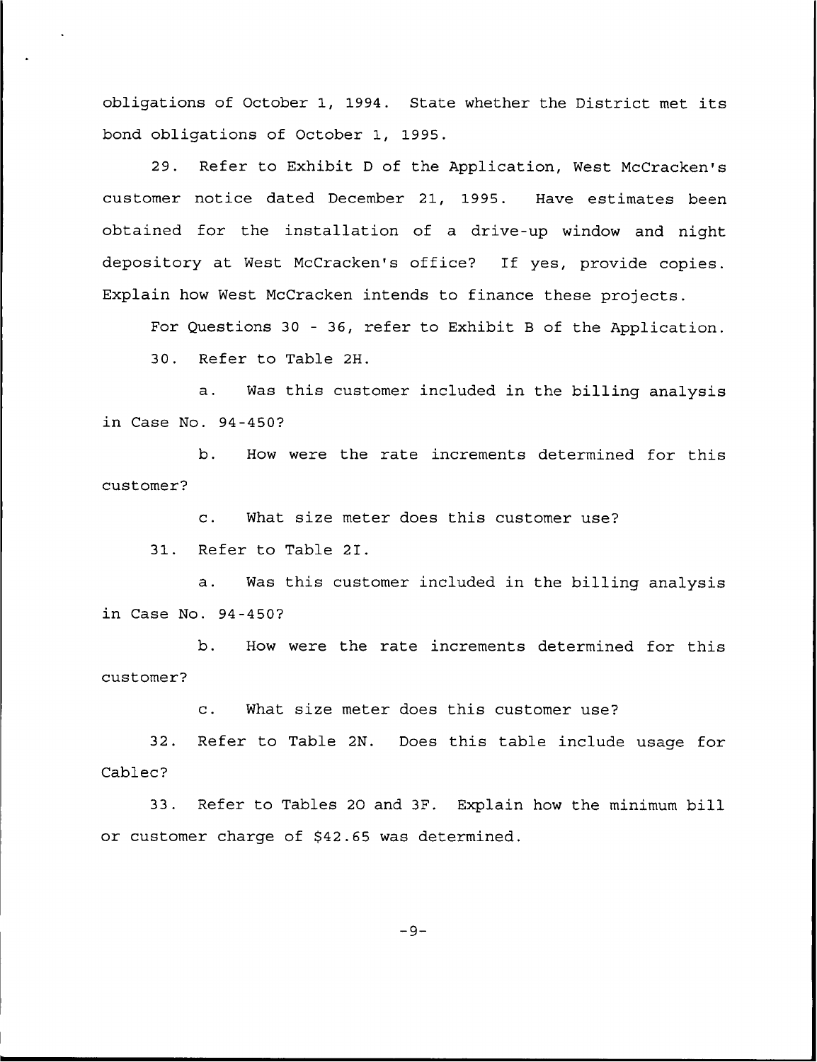obligations of October 1, 1994. State whether the District met its bond obligations of October 1, 1995.

29. Refer to Exhibit D of the Application, West McCracken's customer notice dated December 21, 1995. Have estimates been obtained for the installation of a drive-up window and night depository at West McCracken's office? If yes, provide copies. Explain how West McCracken intends to finance these projects.

For Questions 30 - 36, refer to Exhibit B of the Application.

30. Refer to Table 2H.

a. Was this customer included in the billing analysis in Case No. 94-450?

b. How were the rate increments determined for this customer?

c. What size meter does this customer use?

31. Refer to Table 2I.

a. Was this customer included in the billing analysis in Case No. 94-450?

b. How were the rate increments determined for this customer?

c. What size meter does this customer use?

32. Refer to Table 2N. Does this table include usage for Cablec?

33. Refer to Tables 2O and 3F. Explain how the minimum bill or customer charge of $42.65 was determined.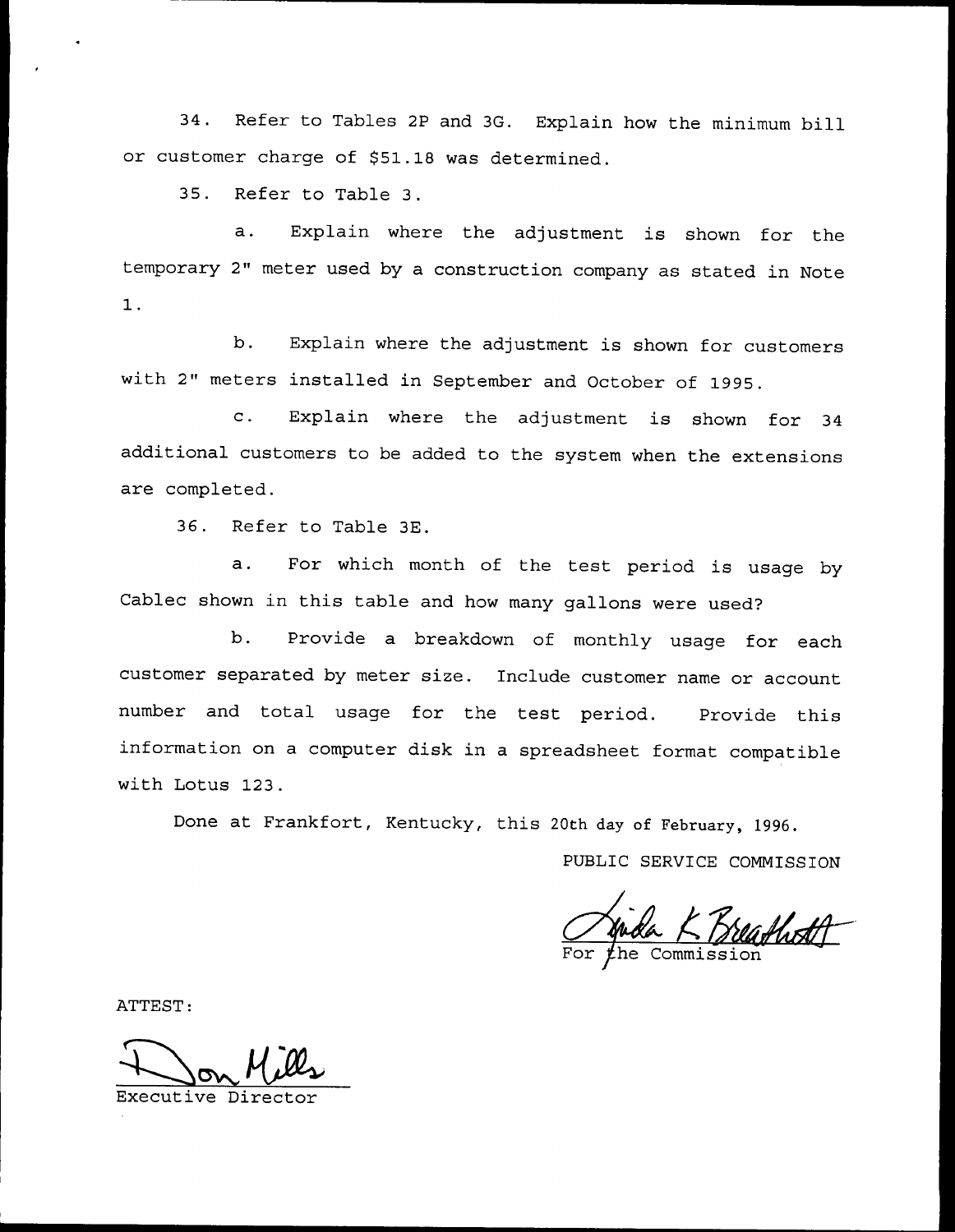34. Refer to Tables 2P and 3G. Explain how the minimum bill or customer charge of $51.18 was determined.

35. Refer to Table 3.

a. Explain where the adjustment is shown for the temporary 2" meter used by a construction company as stated in Note 1.

b. Explain where the adjustment is shown for customers with 2" meters installed in September and October of 1995.

c. Explain where the adjustment is shown for 34 additional customers to be added to the system when the extensions are completed.

36. Refer to Table 3E.

a. For which month of the test period is usage by Cablec shown in this table and how many gallons were used?

b. Provide a breakdown of monthly usage for each customer separated by meter size. Include customer name or account number and total usage for the test period. Provide this information on a computer disk in a spreadsheet format compatible with Lotus 123.

Done at Frankfort, Kentucky, this 20th day of February, 1996.

PUBLIC SERVICE COMMISSION

For the Commission

ATTEST:

Executive Director